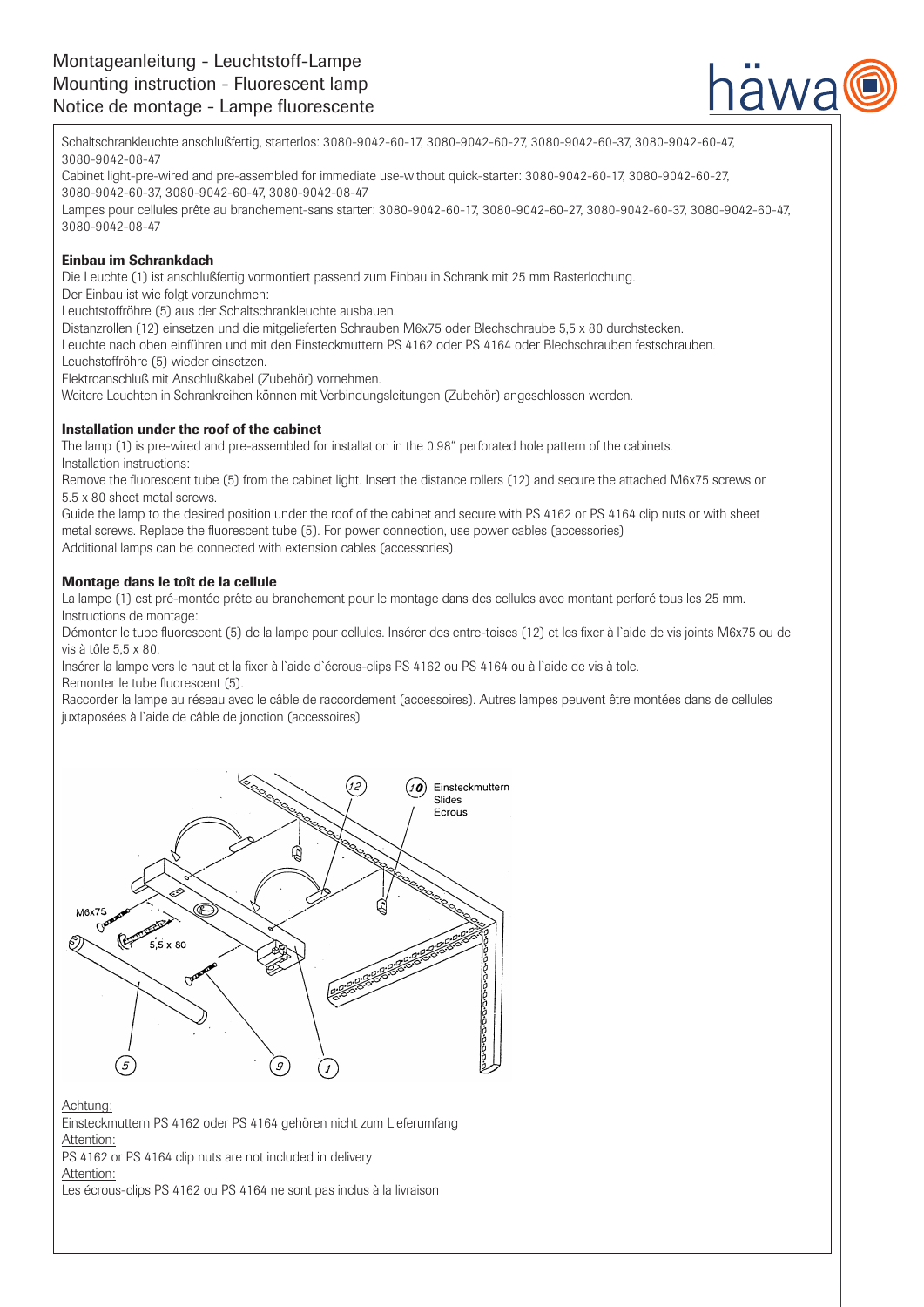# Montageanleitung - Leuchtstoff-Lampe
# Mounting instruction - Fluorescent lamp
# Notice de montage - Lampe fluorescente

Schaltschrankleuchte anschlußfertig, starterlos: 3080-9042-60-17, 3080-9042-60-27, 3080-9042-60-37, 3080-9042-60-47, 3080-9042-08-47

Cabinet light-pre-wired and pre-assembled for immediate use-without quick-starter: 3080-9042-60-17, 3080-9042-60-27, 3080-9042-60-37, 3080-9042-60-47, 3080-9042-08-47

Lampes pour cellules prête au branchement-sans starter: 3080-9042-60-17, 3080-9042-60-27, 3080-9042-60-37, 3080-9042-60-47, 3080-9042-08-47

**Einbau im Schrankdach**

Die Leuchte (1) ist anschlußfertig vormontiert passend zum Einbau in Schrank mit 25 mm Rasterlochung.
Der Einbau ist wie folgt vorzunehmen:
Leuchtstoffröhre (5) aus der Schaltschrankleuchte ausbauen.
Distanzrollen (12) einsetzen und die mitgelieferten Schrauben M6x75 oder Blechschraube 5,5 x 80 durchstecken.
Leuchte nach oben einführen und mit den Einsteckmuttern PS 4162 oder PS 4164 oder Blechschrauben festschrauben.
Leuchtstoffröhre (5) wieder einsetzen.
Elektroanschluß mit Anschlußkabel (Zubehör) vornehmen.
Weitere Leuchten in Schrankreihen können mit Verbindungsleitungen (Zubehör) angeschlossen werden.

**Installation under the roof of the cabinet**

The lamp (1) is pre-wired and pre-assembled for installation in the 0.98" perforated hole pattern of the cabinets.
Installation instructions:
Remove the fluorescent tube (5) from the cabinet light. Insert the distance rollers (12) and secure the attached M6x75 screws or 5.5 x 80 sheet metal screws.
Guide the lamp to the desired position under the roof of the cabinet and secure with PS 4162 or PS 4164 clip nuts or with sheet metal screws. Replace the fluorescent tube (5). For power connection, use power cables (accessories)
Additional lamps can be connected with extension cables (accessories).

**Montage dans le toît de la cellule**

La lampe (1) est pré-montée prête au branchement pour le montage dans des cellules avec montant perforé tous les 25 mm.
Instructions de montage:
Démonter le tube fluorescent (5) de la lampe pour cellules. Insérer des entre-toises (12) et les fixer à l`aide de vis joints M6x75 ou de vis à tôle 5,5 x 80.
Insérer la lampe vers le haut et la fixer à l`aide d`écrous-clips PS 4162 ou PS 4164 ou à l`aide de vis à tole.
Remonter le tube fluorescent (5).
Raccorder la lampe au réseau avec le câble de raccordement (accessoires). Autres lampes peuvent être montées dans de cellules juxtaposées à l`aide de câble de jonction (accessoires)

(10) Einsteckmuttern / Slides / Ecrous

<u>Achtung:</u>
Einsteckmuttern PS 4162 oder PS 4164 gehören nicht zum Lieferumfang
<u>Attention:</u>
PS 4162 or PS 4164 clip nuts are not included in delivery
<u>Attention:</u>
Les écrous-clips PS 4162 ou PS 4164 ne sont pas inclus à la livraison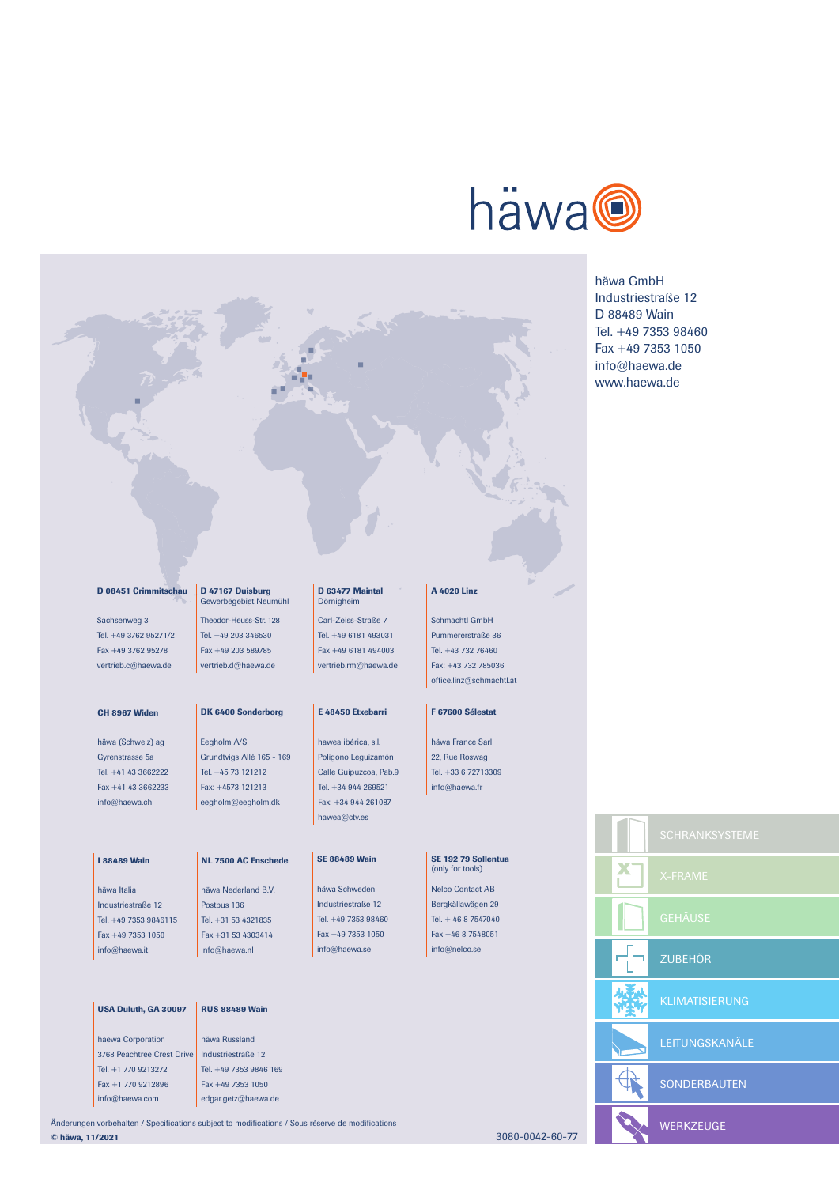häwa

häwa GmbH
Industriestraße 12
D 88489 Wain
Tel. +49 7353 98460
Fax +49 7353 1050
info@haewa.de
www.haewa.de

**D 08451 Crimmitschau**

Sachsenweg 3
Tel. +49 3762 95271/2
Fax +49 3762 95278
vertrieb.c@haewa.de

**D 47167 Duisburg**
Gewerbegebiet Neumühl

Theodor-Heuss-Str. 128
Tel. +49 203 346530
Fax +49 203 589785
vertrieb.d@haewa.de

**D 63477 Maintal**
Dörnigheim

Carl-Zeiss-Straße 7
Tel. +49 6181 493031
Fax +49 6181 494003
vertrieb.rm@haewa.de

**A 4020 Linz**

Schmachtl GmbH
Pummererstraße 36
Tel. +43 732 76460
Fax: +43 732 785036
office.linz@schmachtl.at

**CH 8967 Widen**

häwa (Schweiz) ag
Gyrenstrasse 5a
Tel. +41 43 3662222
Fax +41 43 3662233
info@haewa.ch

**DK 6400 Sonderborg**

Eegholm A/S
Grundtvigs Allé 165 - 169
Tel. +45 73 121212
Fax: +4573 121213
eegholm@eegholm.dk

**E 48450 Etxebarri**

hawea ibérica, s.l.
Poligono Leguizamón
Calle Guipuzcoa, Pab.9
Tel. +34 944 269521
Fax: +34 944 261087
hawea@ctv.es

**F 67600 Sélestat**

häwa France Sarl
22, Rue Roswag
Tel. +33 6 72713309
info@haewa.fr

**I 88489 Wain**

häwa Italia
Industriestraße 12
Tel. +49 7353 9846115
Fax +49 7353 1050
info@haewa.it

**NL 7500 AC Enschede**

häwa Nederland B.V.
Postbus 136
Tel. +31 53 4321835
Fax +31 53 4303414
info@haewa.nl

**SE 88489 Wain**

häwa Schweden
Industriestraße 12
Tel. +49 7353 98460
Fax +49 7353 1050
info@haewa.se

**SE 192 79 Sollentua**
(only for tools)

Nelco Contact AB
Bergkällawägen 29
Tel. + 46 8 7547040
Fax +46 8 7548051
info@nelco.se

**USA Duluth, GA 30097**

haewa Corporation
3768 Peachtree Crest Drive
Tel. +1 770 9213272
Fax +1 770 9212896
info@haewa.com

**RUS 88489 Wain**

häwa Russland
Industriestraße 12
Tel. +49 7353 9846 169
Fax +49 7353 1050
edgar.getz@haewa.de

SCHRANKSYSTEME
X-FRAME
GEHÄUSE
ZUBEHÖR
KLIMATISIERUNG
LEITUNGSKANÄLE
SONDERBAUTEN
WERKZEUGE

Änderungen vorbehalten / Specifications subject to modifications / Sous réserve de modifications
**© häwa, 11/2021**

3080-0042-60-77